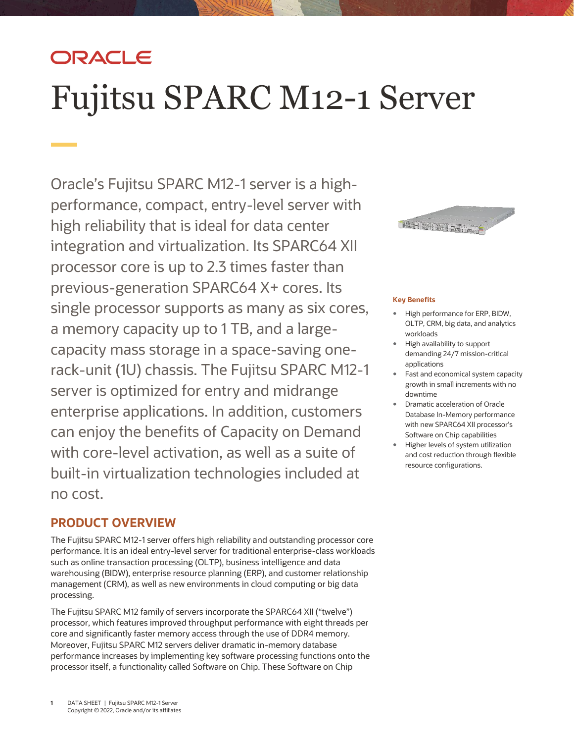ORACLE

# Fujitsu SPARC M12-1 Server

Oracle's Fujitsu SPARC M12-1 server is a high-performance, compact, entry-level server with high reliability that is ideal for data center integration and virtualization. Its SPARC64 XII processor core is up to 2.3 times faster than previous-generation SPARC64 X+ cores. Its single processor supports as many as six cores, a memory capacity up to 1 TB, and a large-capacity mass storage in a space-saving one-rack-unit (1U) chassis. The Fujitsu SPARC M12-1 server is optimized for entry and midrange enterprise applications. In addition, customers can enjoy the benefits of Capacity on Demand with core-level activation, as well as a suite of built-in virtualization technologies included at no cost.

**Key Benefits**

- High performance for ERP, BIDW, OLTP, CRM, big data, and analytics workloads
- High availability to support demanding 24/7 mission-critical applications
- Fast and economical system capacity growth in small increments with no downtime
- Dramatic acceleration of Oracle Database In-Memory performance with new SPARC64 XII processor's Software on Chip capabilities
- Higher levels of system utilization and cost reduction through flexible resource configurations.

## PRODUCT OVERVIEW

The Fujitsu SPARC M12-1 server offers high reliability and outstanding processor core performance. It is an ideal entry-level server for traditional enterprise-class workloads such as online transaction processing (OLTP), business intelligence and data warehousing (BIDW), enterprise resource planning (ERP), and customer relationship management (CRM), as well as new environments in cloud computing or big data processing.

The Fujitsu SPARC M12 family of servers incorporate the SPARC64 XII ("twelve") processor, which features improved throughput performance with eight threads per core and significantly faster memory access through the use of DDR4 memory. Moreover, Fujitsu SPARC M12 servers deliver dramatic in-memory database performance increases by implementing key software processing functions onto the processor itself, a functionality called Software on Chip. These Software on Chip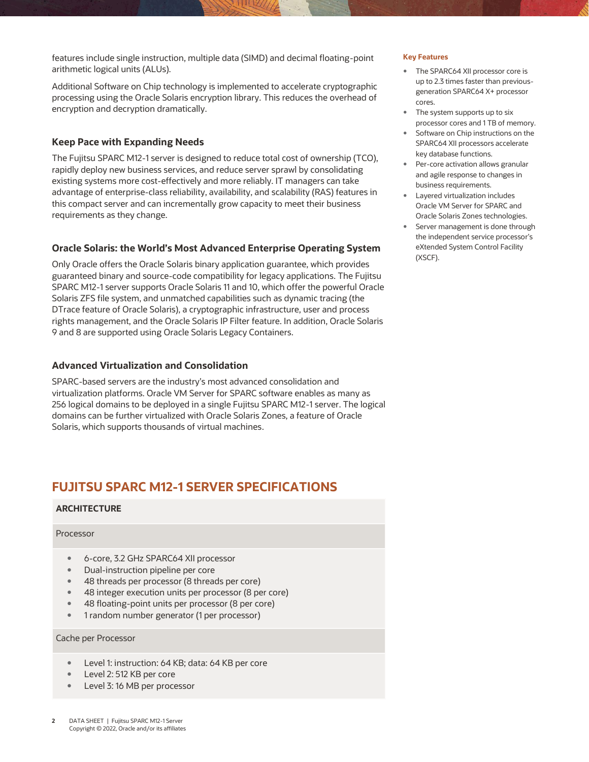features include single instruction, multiple data (SIMD) and decimal floating-point arithmetic logical units (ALUs).

Additional Software on Chip technology is implemented to accelerate cryptographic processing using the Oracle Solaris encryption library. This reduces the overhead of encryption and decryption dramatically.

### Keep Pace with Expanding Needs

The Fujitsu SPARC M12-1 server is designed to reduce total cost of ownership (TCO), rapidly deploy new business services, and reduce server sprawl by consolidating existing systems more cost-effectively and more reliably. IT managers can take advantage of enterprise-class reliability, availability, and scalability (RAS) features in this compact server and can incrementally grow capacity to meet their business requirements as they change.

### Oracle Solaris: the World's Most Advanced Enterprise Operating System

Only Oracle offers the Oracle Solaris binary application guarantee, which provides guaranteed binary and source-code compatibility for legacy applications. The Fujitsu SPARC M12-1 server supports Oracle Solaris 11 and 10, which offer the powerful Oracle Solaris ZFS file system, and unmatched capabilities such as dynamic tracing (the DTrace feature of Oracle Solaris), a cryptographic infrastructure, user and process rights management, and the Oracle Solaris IP Filter feature. In addition, Oracle Solaris 9 and 8 are supported using Oracle Solaris Legacy Containers.

### Advanced Virtualization and Consolidation

SPARC-based servers are the industry's most advanced consolidation and virtualization platforms. Oracle VM Server for SPARC software enables as many as 256 logical domains to be deployed in a single Fujitsu SPARC M12-1 server. The logical domains can be further virtualized with Oracle Solaris Zones, a feature of Oracle Solaris, which supports thousands of virtual machines.

**Key Features**

- The SPARC64 XII processor core is up to 2.3 times faster than previous-generation SPARC64 X+ processor cores.
- The system supports up to six processor cores and 1 TB of memory.
- Software on Chip instructions on the SPARC64 XII processors accelerate key database functions.
- Per-core activation allows granular and agile response to changes in business requirements.
- Layered virtualization includes Oracle VM Server for SPARC and Oracle Solaris Zones technologies.
- Server management is done through the independent service processor's eXtended System Control Facility (XSCF).

## FUJITSU SPARC M12-1 SERVER SPECIFICATIONS

### ARCHITECTURE

**Processor**

- 6-core, 3.2 GHz SPARC64 XII processor
- Dual-instruction pipeline per core
- 48 threads per processor (8 threads per core)
- 48 integer execution units per processor (8 per core)
- 48 floating-point units per processor (8 per core)
- 1 random number generator (1 per processor)

**Cache per Processor**

- Level 1: instruction: 64 KB; data: 64 KB per core
- Level 2: 512 KB per core
- Level 3: 16 MB per processor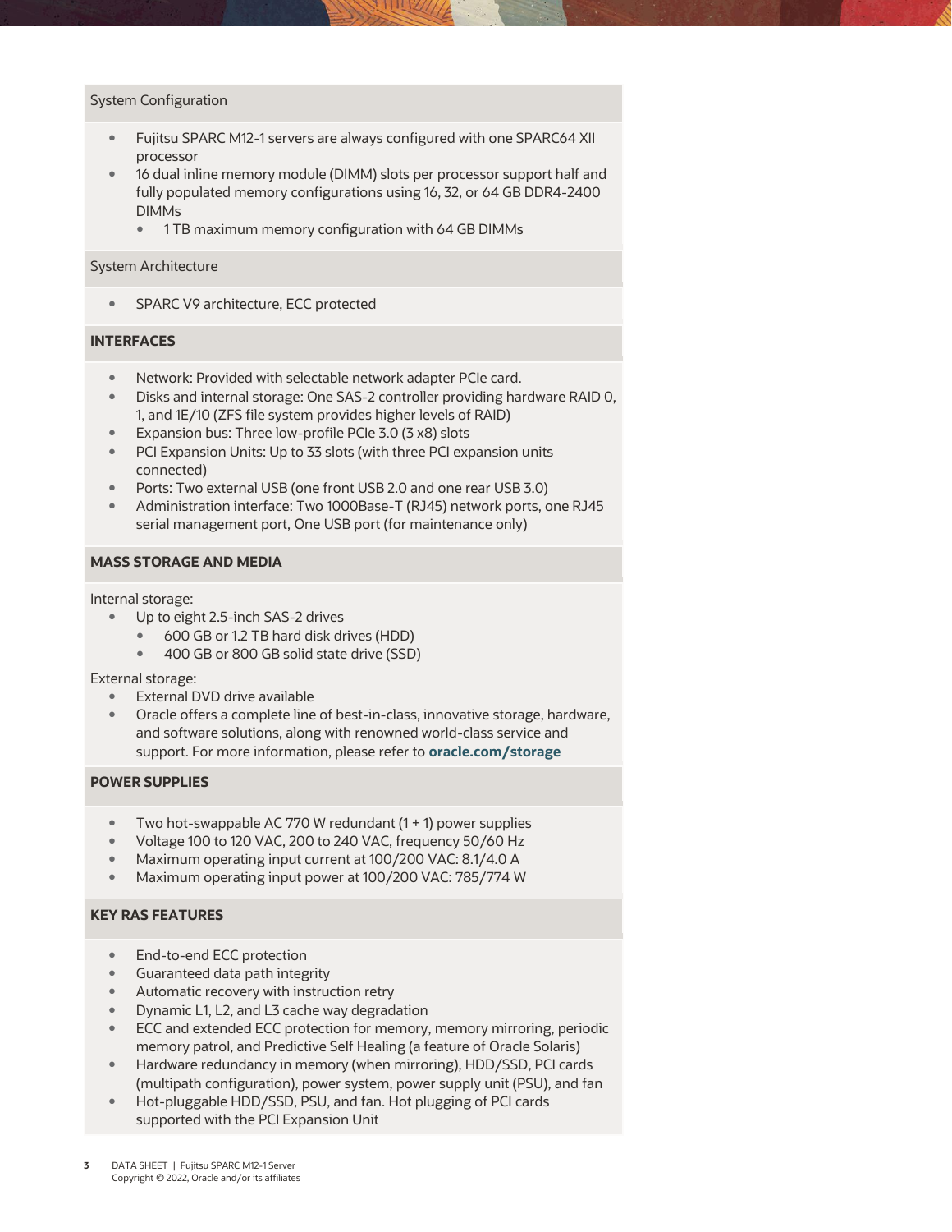### System Configuration

- Fujitsu SPARC M12-1 servers are always configured with one SPARC64 XII processor
- 16 dual inline memory module (DIMM) slots per processor support half and fully populated memory configurations using 16, 32, or 64 GB DDR4-2400 DIMMs
  - 1 TB maximum memory configuration with 64 GB DIMMs

### System Architecture

- SPARC V9 architecture, ECC protected

## INTERFACES

- Network: Provided with selectable network adapter PCIe card.
- Disks and internal storage: One SAS-2 controller providing hardware RAID 0, 1, and 1E/10 (ZFS file system provides higher levels of RAID)
- Expansion bus: Three low-profile PCIe 3.0 (3 x8) slots
- PCI Expansion Units: Up to 33 slots (with three PCI expansion units connected)
- Ports: Two external USB (one front USB 2.0 and one rear USB 3.0)
- Administration interface: Two 1000Base-T (RJ45) network ports, one RJ45 serial management port, One USB port (for maintenance only)

## MASS STORAGE AND MEDIA

Internal storage:

- Up to eight 2.5-inch SAS-2 drives
  - 600 GB or 1.2 TB hard disk drives (HDD)
  - 400 GB or 800 GB solid state drive (SSD)

External storage:

- External DVD drive available
- Oracle offers a complete line of best-in-class, innovative storage, hardware, and software solutions, along with renowned world-class service and support. For more information, please refer to **oracle.com/storage**

## POWER SUPPLIES

- Two hot-swappable AC 770 W redundant (1 + 1) power supplies
- Voltage 100 to 120 VAC, 200 to 240 VAC, frequency 50/60 Hz
- Maximum operating input current at 100/200 VAC: 8.1/4.0 A
- Maximum operating input power at 100/200 VAC: 785/774 W

## KEY RAS FEATURES

- End-to-end ECC protection
- Guaranteed data path integrity
- Automatic recovery with instruction retry
- Dynamic L1, L2, and L3 cache way degradation
- ECC and extended ECC protection for memory, memory mirroring, periodic memory patrol, and Predictive Self Healing (a feature of Oracle Solaris)
- Hardware redundancy in memory (when mirroring), HDD/SSD, PCI cards (multipath configuration), power system, power supply unit (PSU), and fan
- Hot-pluggable HDD/SSD, PSU, and fan. Hot plugging of PCI cards supported with the PCI Expansion Unit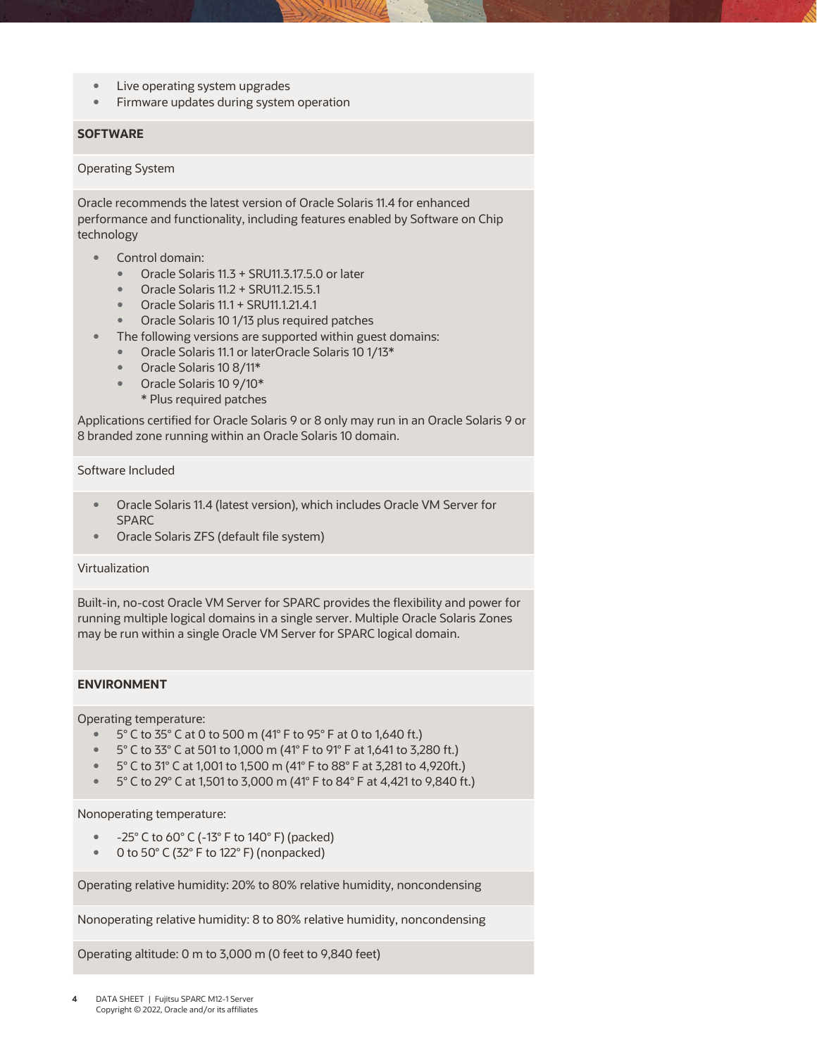- Live operating system upgrades
- Firmware updates during system operation

## SOFTWARE

### Operating System

Oracle recommends the latest version of Oracle Solaris 11.4 for enhanced performance and functionality, including features enabled by Software on Chip technology

- Control domain:
  - Oracle Solaris 11.3 + SRU11.3.17.5.0 or later
  - Oracle Solaris 11.2 + SRU11.2.15.5.1
  - Oracle Solaris 11.1 + SRU11.1.21.4.1
  - Oracle Solaris 10 1/13 plus required patches
- The following versions are supported within guest domains:
  - Oracle Solaris 11.1 or laterOracle Solaris 10 1/13*
  - Oracle Solaris 10 8/11*
  - Oracle Solaris 10 9/10*

    * Plus required patches

Applications certified for Oracle Solaris 9 or 8 only may run in an Oracle Solaris 9 or 8 branded zone running within an Oracle Solaris 10 domain.

### Software Included

- Oracle Solaris 11.4 (latest version), which includes Oracle VM Server for SPARC
- Oracle Solaris ZFS (default file system)

### Virtualization

Built-in, no-cost Oracle VM Server for SPARC provides the flexibility and power for running multiple logical domains in a single server. Multiple Oracle Solaris Zones may be run within a single Oracle VM Server for SPARC logical domain.

## ENVIRONMENT

Operating temperature:

- 5° C to 35° C at 0 to 500 m (41° F to 95° F at 0 to 1,640 ft.)
- 5° C to 33° C at 501 to 1,000 m (41° F to 91° F at 1,641 to 3,280 ft.)
- 5° C to 31° C at 1,001 to 1,500 m (41° F to 88° F at 3,281 to 4,920ft.)
- 5° C to 29° C at 1,501 to 3,000 m (41° F to 84° F at 4,421 to 9,840 ft.)

Nonoperating temperature:

- -25° C to 60° C (-13° F to 140° F) (packed)
- 0 to 50° C (32° F to 122° F) (nonpacked)

Operating relative humidity: 20% to 80% relative humidity, noncondensing

Nonoperating relative humidity: 8 to 80% relative humidity, noncondensing

Operating altitude: 0 m to 3,000 m (0 feet to 9,840 feet)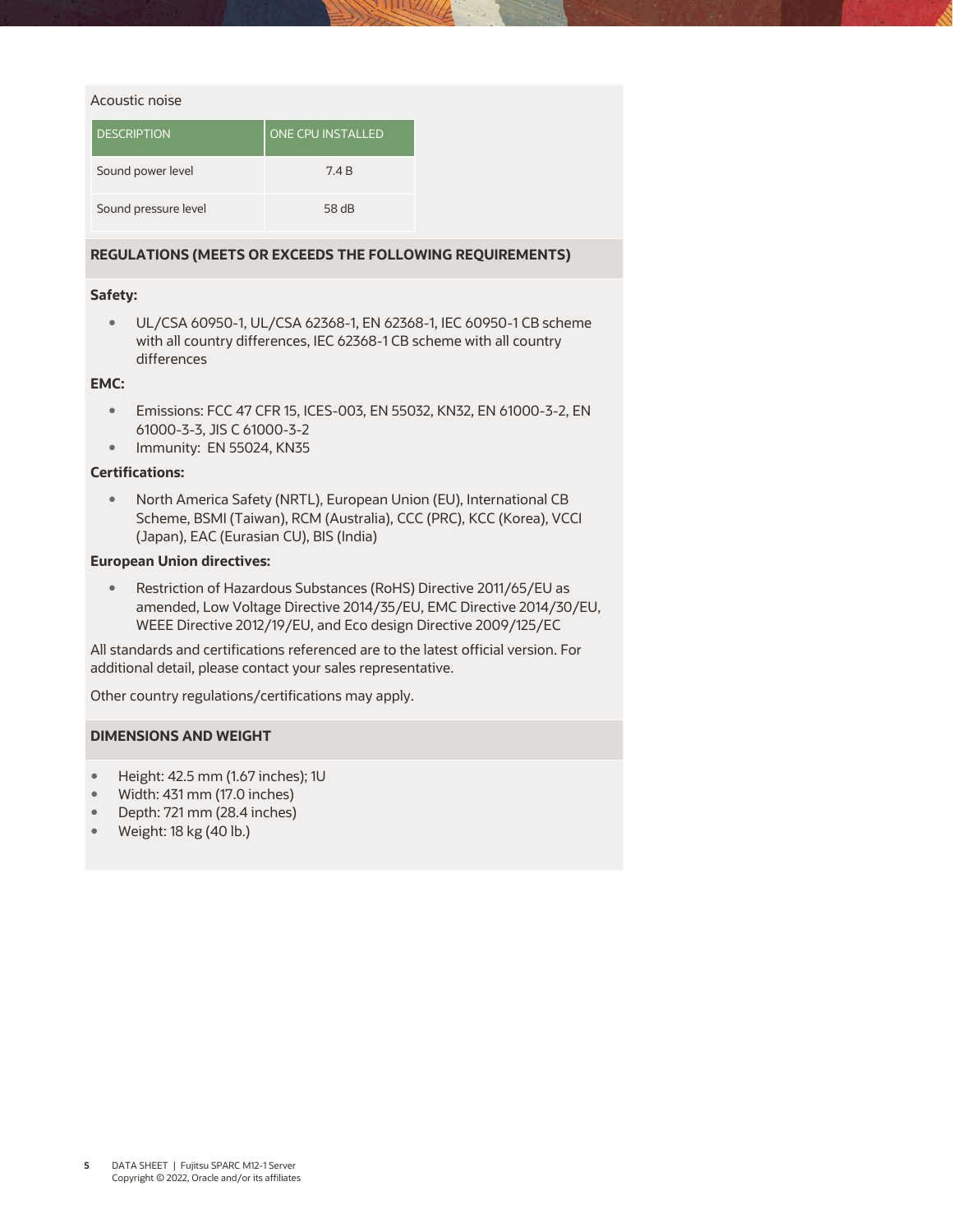Acoustic noise

| DESCRIPTION | ONE CPU INSTALLED |
| --- | --- |
| Sound power level | 7.4 B |
| Sound pressure level | 58 dB |

## REGULATIONS (MEETS OR EXCEEDS THE FOLLOWING REQUIREMENTS)

**Safety:**

- UL/CSA 60950-1, UL/CSA 62368-1, EN 62368-1, IEC 60950-1 CB scheme with all country differences, IEC 62368-1 CB scheme with all country differences

**EMC:**

- Emissions: FCC 47 CFR 15, ICES-003, EN 55032, KN32, EN 61000-3-2, EN 61000-3-3, JIS C 61000-3-2
- Immunity: EN 55024, KN35

**Certifications:**

- North America Safety (NRTL), European Union (EU), International CB Scheme, BSMI (Taiwan), RCM (Australia), CCC (PRC), KCC (Korea), VCCI (Japan), EAC (Eurasian CU), BIS (India)

**European Union directives:**

- Restriction of Hazardous Substances (RoHS) Directive 2011/65/EU as amended, Low Voltage Directive 2014/35/EU, EMC Directive 2014/30/EU, WEEE Directive 2012/19/EU, and Eco design Directive 2009/125/EC

All standards and certifications referenced are to the latest official version. For additional detail, please contact your sales representative.

Other country regulations/certifications may apply.

## DIMENSIONS AND WEIGHT

- Height: 42.5 mm (1.67 inches); 1U
- Width: 431 mm (17.0 inches)
- Depth: 721 mm (28.4 inches)
- Weight: 18 kg (40 lb.)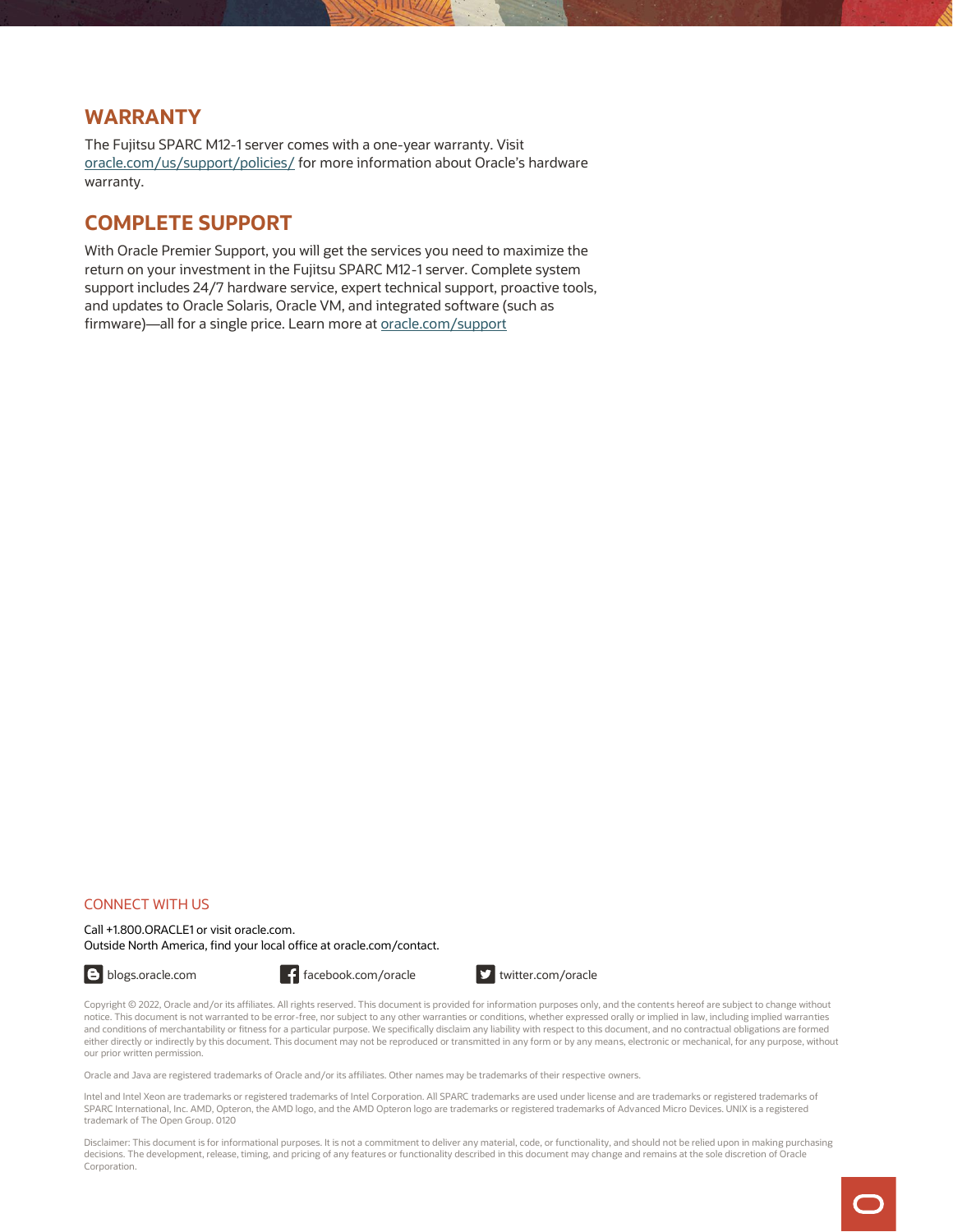## WARRANTY

The Fujitsu SPARC M12-1 server comes with a one-year warranty. Visit [oracle.com/us/support/policies/](oracle.com/us/support/policies/) for more information about Oracle's hardware warranty.

## COMPLETE SUPPORT

With Oracle Premier Support, you will get the services you need to maximize the return on your investment in the Fujitsu SPARC M12-1 server. Complete system support includes 24/7 hardware service, expert technical support, proactive tools, and updates to Oracle Solaris, Oracle VM, and integrated software (such as firmware)—all for a single price. Learn more at [oracle.com/support](oracle.com/support)

CONNECT WITH US

Call +1.800.ORACLE1 or visit oracle.com.
Outside North America, find your local office at oracle.com/contact.

blogs.oracle.com facebook.com/oracle twitter.com/oracle

Copyright © 2022, Oracle and/or its affiliates. All rights reserved. This document is provided for information purposes only, and the contents hereof are subject to change without notice. This document is not warranted to be error-free, nor subject to any other warranties or conditions, whether expressed orally or implied in law, including implied warranties and conditions of merchantability or fitness for a particular purpose. We specifically disclaim any liability with respect to this document, and no contractual obligations are formed either directly or indirectly by this document. This document may not be reproduced or transmitted in any form or by any means, electronic or mechanical, for any purpose, without our prior written permission.

Oracle and Java are registered trademarks of Oracle and/or its affiliates. Other names may be trademarks of their respective owners.

Intel and Intel Xeon are trademarks or registered trademarks of Intel Corporation. All SPARC trademarks are used under license and are trademarks or registered trademarks of SPARC International, Inc. AMD, Opteron, the AMD logo, and the AMD Opteron logo are trademarks or registered trademarks of Advanced Micro Devices. UNIX is a registered trademark of The Open Group. 0120

Disclaimer: This document is for informational purposes. It is not a commitment to deliver any material, code, or functionality, and should not be relied upon in making purchasing decisions. The development, release, timing, and pricing of any features or functionality described in this document may change and remains at the sole discretion of Oracle Corporation.